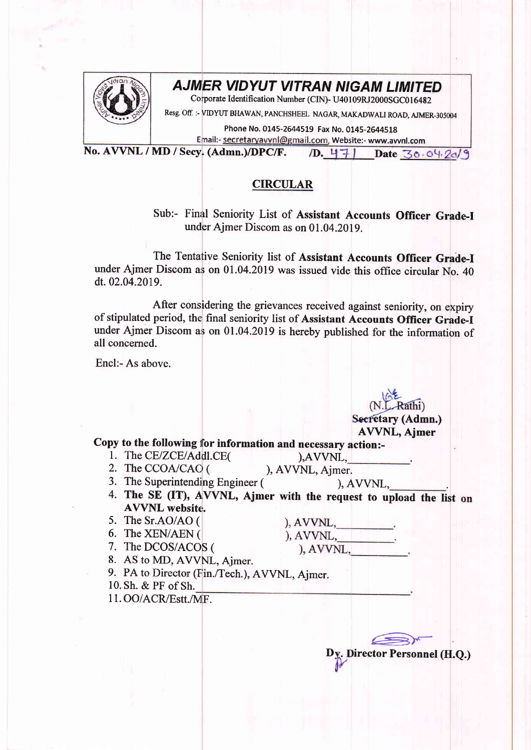# AJMER VIDYUT VITRAN NIGAM LIMITED

Corporate Identification Number (CIN)- U40109RJ2000SGC016482

Resg. Off. :- VIDYUT BHAWAN, PANCHSHEEL NAGAR, MAKADWALI ROAD, AJMER-305004

Phone No. 0145-2644519 Fax No. 0145-2644518

Email:- secretaryavvnl@gmail.com, Website:- www.avvnl.com

**No. AVVNL / MD / Secy. (Admn.)/DPC/F. /D. 471 Date 30.04.2019**

## CIRCULAR

Sub:- Final Seniority List of **Assistant Accounts Officer Grade-I** under Ajmer Discom as on 01.04.2019.

The Tentative Seniority list of **Assistant Accounts Officer Grade-I** under Ajmer Discom as on 01.04.2019 was issued vide this office circular No. 40 dt. 02.04.2019.

After considering the grievances received against seniority, on expiry of stipulated period, the final seniority list of **Assistant Accounts Officer Grade-I** under Ajmer Discom as on 01.04.2019 is hereby published for the information of all concerned.

Encl:- As above.

(N.L. Rathi)
**Secretary (Admn.)**
**AVVNL, Ajmer**

**Copy to the following for information and necessary action:-**

1. The CE/ZCE/Addl.CE( ),AVVNL,\_\_\_\_\_\_\_\_\_\_.
2. The CCOA/CAO ( ), AVVNL, Ajmer.
3. The Superintending Engineer ( ), AVVNL,\_\_\_\_\_\_\_\_\_\_.
4. **The SE (IT), AVVNL, Ajmer with the request to upload the list on AVVNL website.**
5. The Sr.AO/AO ( ), AVVNL,\_\_\_\_\_\_\_\_\_\_.
6. The XEN/AEN ( ), AVVNL,\_\_\_\_\_\_\_\_\_\_.
7. The DCOS/ACOS ( ), AVVNL,\_\_\_\_\_\_\_\_\_\_.
8. AS to MD, AVVNL, Ajmer.
9. PA to Director (Fin./Tech.), AVVNL, Ajmer.
10. Sh. & PF of Sh.\_\_\_\_\_\_\_\_\_\_\_\_\_\_\_\_\_\_\_\_\_\_\_\_\_\_\_\_.
11. OO/ACR/Estt./MF.

**Dy. Director Personnel (H.Q.)**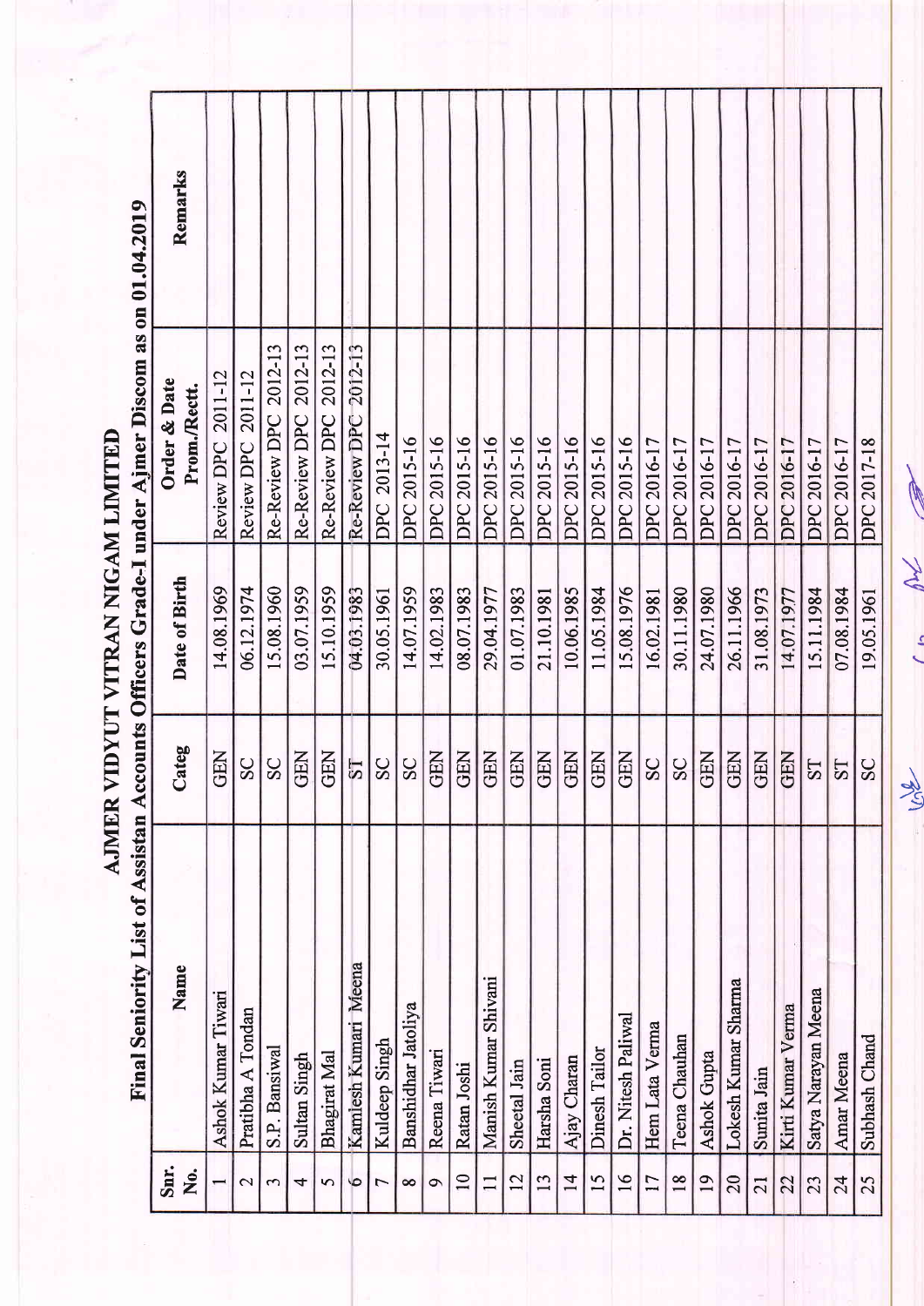# AJMER VIDYUT VITRAN NIGAM LIMITED

## Final Seniority List of Assistan Accounts Officers Grade-I under Ajmer Discom as on 01.04.2019

| Snr. No. | Name | Categ | Date of Birth | Order & Date Prom./Rectt. | Remarks |
|---|---|---|---|---|---|
| 1 | Ashok Kumar Tiwari | GEN | 14.08.1969 | Review DPC 2011-12 | |
| 2 | Pratibha A Tondan | SC | 06.12.1974 | Review DPC 2011-12 | |
| 3 | S.P. Bansiwal | SC | 15.08.1960 | Re-Review DPC 2012-13 | |
| 4 | Sultan Singh | GEN | 03.07.1959 | Re-Review DPC 2012-13 | |
| 5 | Bhagirat Mal | GEN | 15.10.1959 | Re-Review DPC 2012-13 | |
| 6 | Kamlesh Kumari Meena | ST | 04.03.1983 | Re-Review DPC 2012-13 | |
| 7 | Kuldeep Singh | SC | 30.05.1961 | DPC 2013-14 | |
| 8 | Banshidhar Jatoliya | SC | 14.07.1959 | DPC 2015-16 | |
| 9 | Reena Tiwari | GEN | 14.02.1983 | DPC 2015-16 | |
| 10 | Ratan Joshi | GEN | 08.07.1983 | DPC 2015-16 | |
| 11 | Manish Kumar Shivani | GEN | 29.04.1977 | DPC 2015-16 | |
| 12 | Sheetal Jain | GEN | 01.07.1983 | DPC 2015-16 | |
| 13 | Harsha Soni | GEN | 21.10.1981 | DPC 2015-16 | |
| 14 | Ajay Charan | GEN | 10.06.1985 | DPC 2015-16 | |
| 15 | Dinesh Tailor | GEN | 11.05.1984 | DPC 2015-16 | |
| 16 | Dr. Nitesh Paliwal | GEN | 15.08.1976 | DPC 2015-16 | |
| 17 | Hem Lata Verma | SC | 16.02.1981 | DPC 2016-17 | |
| 18 | Teena Chauhan | SC | 30.11.1980 | DPC 2016-17 | |
| 19 | Ashok Gupta | GEN | 24.07.1980 | DPC 2016-17 | |
| 20 | Lokesh Kumar Sharma | GEN | 26.11.1966 | DPC 2016-17 | |
| 21 | Sunita Jain | GEN | 31.08.1973 | DPC 2016-17 | |
| 22 | Kirti Kumar Verma | GEN | 14.07.1977 | DPC 2016-17 | |
| 23 | Satya Narayan Meena | ST | 15.11.1984 | DPC 2016-17 | |
| 24 | Amar Meena | ST | 07.08.1984 | DPC 2016-17 | |
| 25 | Subhash Chand | SC | 19.05.1961 | DPC 2017-18 | |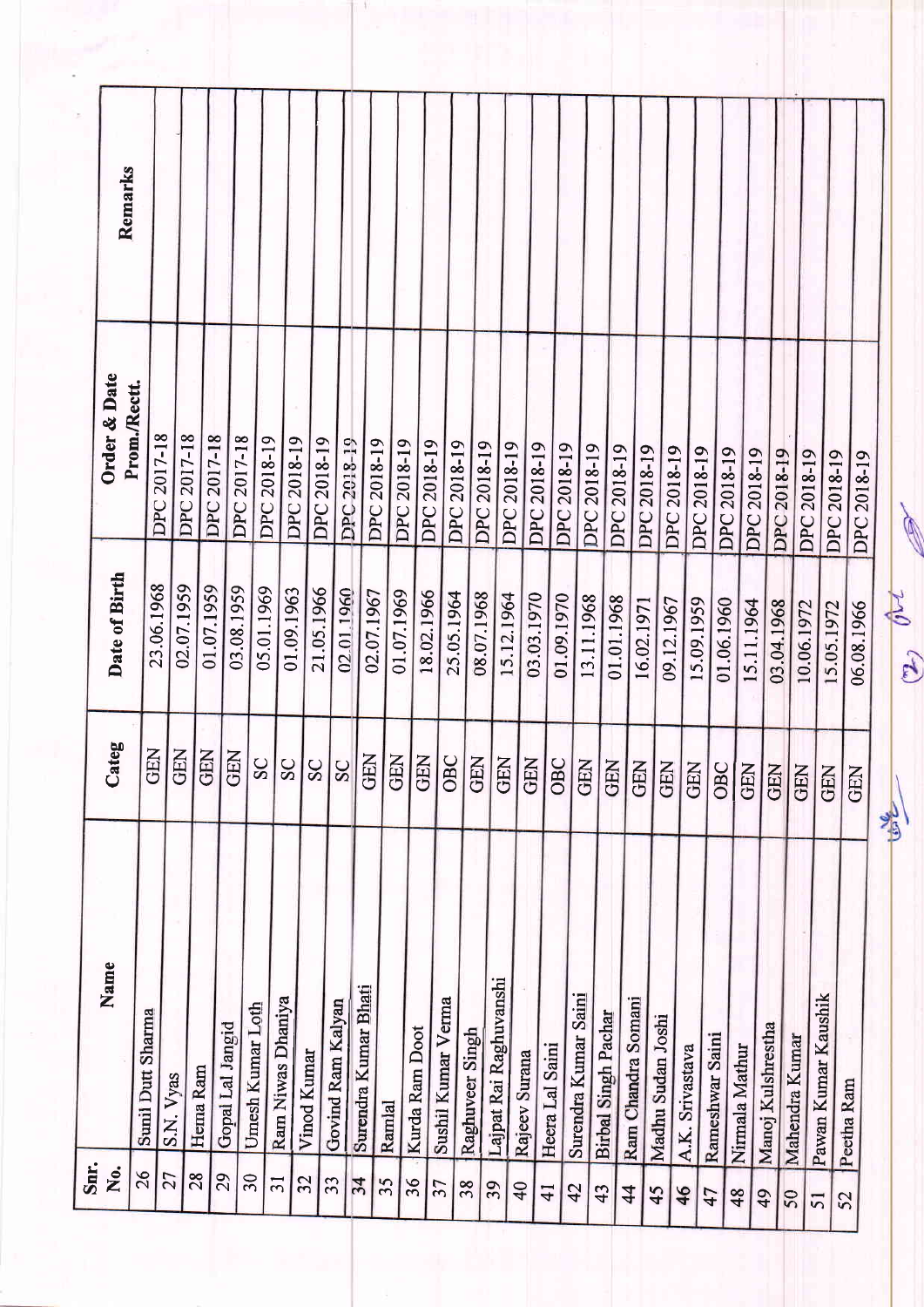| Snr. No. | Name | Categ | Date of Birth | Order & Date Prom./Rectt. | Remarks |
|---|---|---|---|---|---|
| 26 | Sunil Dutt Sharma | GEN | 23.06.1968 | DPC 2017-18 | |
| 27 | S.N. Vyas | GEN | 02.07.1959 | DPC 2017-18 | |
| 28 | Hema Ram | GEN | 01.07.1959 | DPC 2017-18 | |
| 29 | Gopal Lal Jangid | GEN | 03.08.1959 | DPC 2017-18 | |
| 30 | Umesh Kumar Loth | SC | 05.01.1969 | DPC 2018-19 | |
| 31 | Ram Niwas Dhaniya | SC | 01.09.1963 | DPC 2018-19 | |
| 32 | Vinod Kumar | SC | 21.05.1966 | DPC 2018-19 | |
| 33 | Govind Ram Kalyan | SC | 02.01.1960 | DPC 2018-19 | |
| 34 | Surendra Kumar Bhati | GEN | 02.07.1967 | DPC 2018-19 | |
| 35 | Ramlal | GEN | 01.07.1969 | DPC 2018-19 | |
| 36 | Kurda Ram Doot | GEN | 18.02.1966 | DPC 2018-19 | |
| 37 | Sushil Kumar Verma | OBC | 25.05.1964 | DPC 2018-19 | |
| 38 | Raghuveer Singh | GEN | 08.07.1968 | DPC 2018-19 | |
| 39 | Lajpat Rai Raghuvanshi | GEN | 15.12.1964 | DPC 2018-19 | |
| 40 | Rajeev Surana | GEN | 03.03.1970 | DPC 2018-19 | |
| 41 | Heera Lal Saini | OBC | 01.09.1970 | DPC 2018-19 | |
| 42 | Surendra Kumar Saini | GEN | 13.11.1968 | DPC 2018-19 | |
| 43 | Birbal Singh Pachar | GEN | 01.01.1968 | DPC 2018-19 | |
| 44 | Ram Chandra Somani | GEN | 16.02.1971 | DPC 2018-19 | |
| 45 | Madhu Sudan Joshi | GEN | 09.12.1967 | DPC 2018-19 | |
| 46 | A.K. Srivastava | GEN | 15.09.1959 | DPC 2018-19 | |
| 47 | Rameshwar Saini | OBC | 01.06.1960 | DPC 2018-19 | |
| 48 | Nirmala Mathur | GEN | 15.11.1964 | DPC 2018-19 | |
| 49 | Manoj Kulshrestha | GEN | 03.04.1968 | DPC 2018-19 | |
| 50 | Mahendra Kumar | GEN | 10.06.1972 | DPC 2018-19 | |
| 51 | Pawan Kumar Kaushik | GEN | 15.05.1972 | DPC 2018-19 | |
| 52 | Peetha Ram | GEN | 06.08.1966 | DPC 2018-19 | |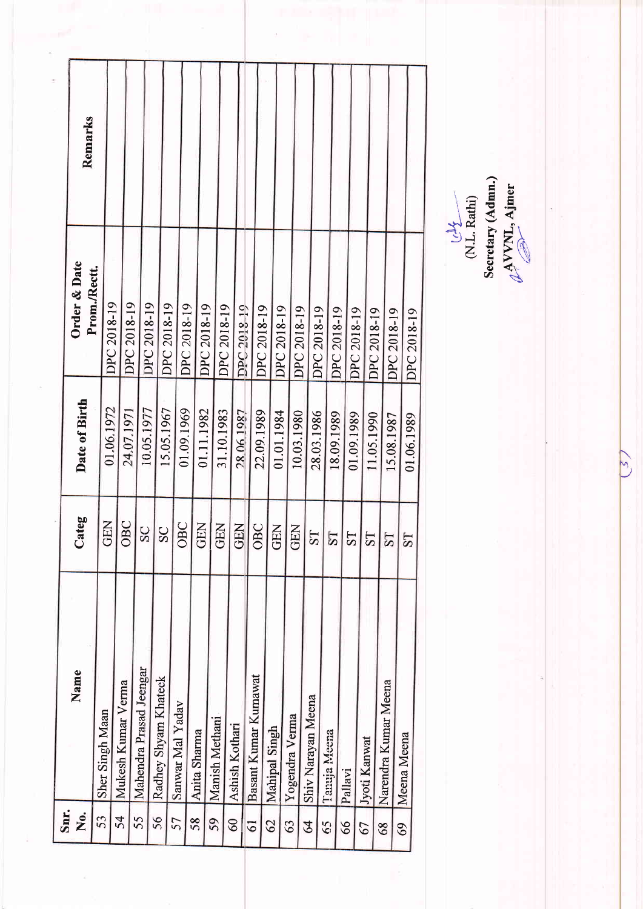| Snr. No. | Name | Categ | Date of Birth | Order & Date Prom./Rectt. | Remarks |
|---|---|---|---|---|---|
| 53 | Sher Singh Maan | GEN | 01.06.1972 | DPC 2018-19 | |
| 54 | Mukesh Kumar Verma | OBC | 24.07.1971 | DPC 2018-19 | |
| 55 | Mahendra Prasad Jeengar | SC | 10.05.1977 | DPC 2018-19 | |
| 56 | Radhey Shyam Khateek | SC | 15.05.1967 | DPC 2018-19 | |
| 57 | Sanwar Mal Yadav | OBC | 01.09.1969 | DPC 2018-19 | |
| 58 | Anita Sharma | GEN | 01.11.1982 | DPC 2018-19 | |
| 59 | Manish Methani | GEN | 31.10.1983 | DPC 2018-19 | |
| 60 | Ashish Kothari | GEN | 28.06.1987 | DPC 2018-19 | |
| 61 | Basant Kumar Kumawat | OBC | 22.09.1989 | DPC 2018-19 | |
| 62 | Mahipal Singh | GEN | 01.01.1984 | DPC 2018-19 | |
| 63 | Yogendra Verma | GEN | 10.03.1980 | DPC 2018-19 | |
| 64 | Shiv Narayan Meena | ST | 28.03.1986 | DPC 2018-19 | |
| 65 | Tanuja Meena | ST | 18.09.1989 | DPC 2018-19 | |
| 66 | Pallavi | ST | 01.09.1989 | DPC 2018-19 | |
| 67 | Jyoti Kanwat | ST | 11.05.1990 | DPC 2018-19 | |
| 68 | Narendra Kumar Meena | ST | 15.08.1987 | DPC 2018-19 | |
| 69 | Meena Meena | ST | 01.06.1989 | DPC 2018-19 | |

(N.L. Rathi)
**Secretary (Admn.)**
**AVVNL, Ajmer**